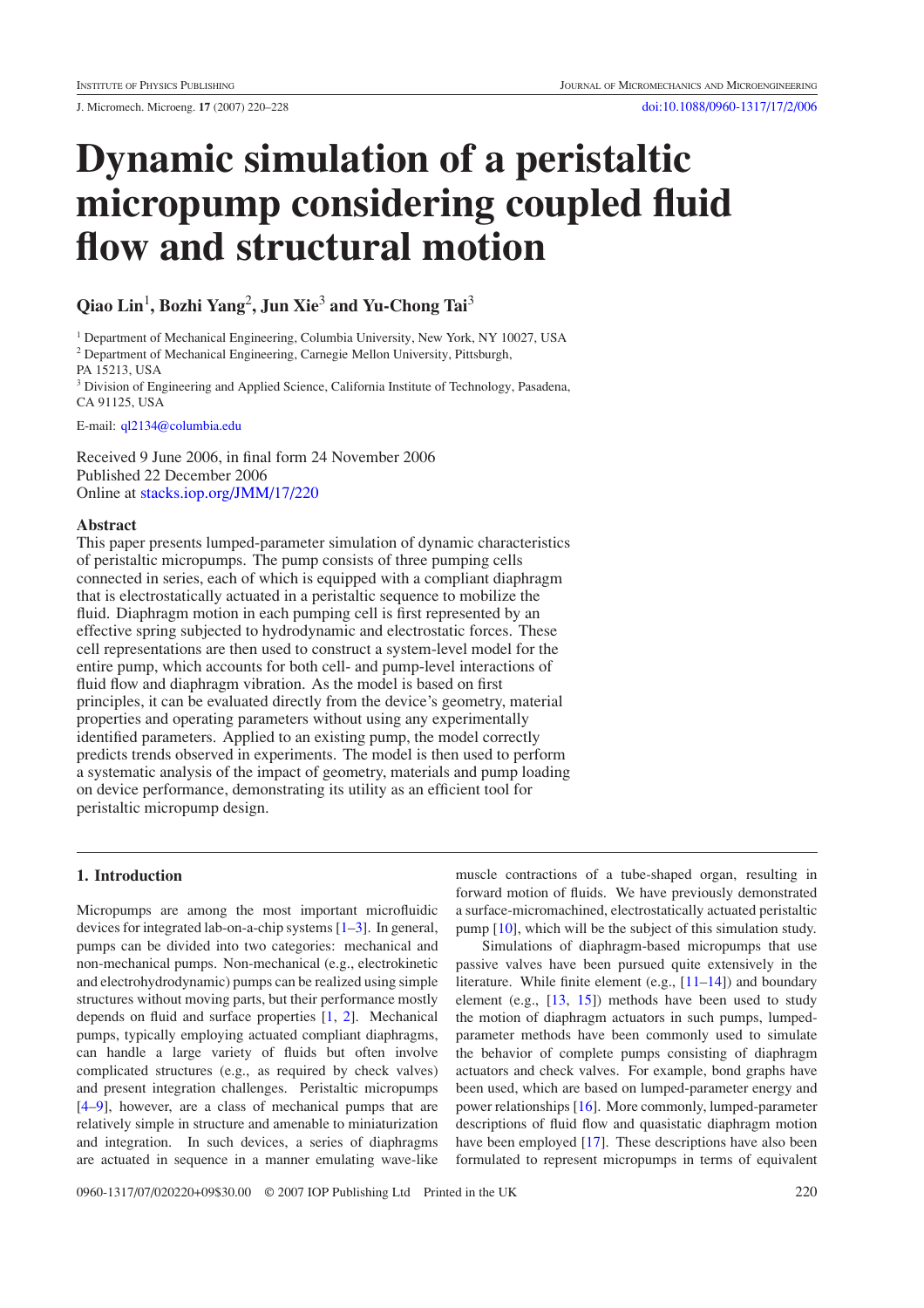# Dynamic simulation of a peristaltic micropump considering coupled fluid flow and structural motion

**Qiao Lin[1], Bozhi Yang[2], Jun Xie[3] and Yu-Chong Tai[3]**

[1] Department of Mechanical Engineering, Columbia University, New York, NY 10027, USA
[2] Department of Mechanical Engineering, Carnegie Mellon University, Pittsburgh, PA 15213, USA
[3] Division of Engineering and Applied Science, California Institute of Technology, Pasadena, CA 91125, USA

E-mail: ql2134@columbia.edu

Received 9 June 2006, in final form 24 November 2006
Published 22 December 2006
Online at stacks.iop.org/JMM/17/220

## Abstract

This paper presents lumped-parameter simulation of dynamic characteristics of peristaltic micropumps. The pump consists of three pumping cells connected in series, each of which is equipped with a compliant diaphragm that is electrostatically actuated in a peristaltic sequence to mobilize the fluid. Diaphragm motion in each pumping cell is first represented by an effective spring subjected to hydrodynamic and electrostatic forces. These cell representations are then used to construct a system-level model for the entire pump, which accounts for both cell- and pump-level interactions of fluid flow and diaphragm vibration. As the model is based on first principles, it can be evaluated directly from the device's geometry, material properties and operating parameters without using any experimentally identified parameters. Applied to an existing pump, the model correctly predicts trends observed in experiments. The model is then used to perform a systematic analysis of the impact of geometry, materials and pump loading on device performance, demonstrating its utility as an efficient tool for peristaltic micropump design.

## 1. Introduction

Micropumps are among the most important microfluidic devices for integrated lab-on-a-chip systems [1–3]. In general, pumps can be divided into two categories: mechanical and non-mechanical pumps. Non-mechanical (e.g., electrokinetic and electrohydrodynamic) pumps can be realized using simple structures without moving parts, but their performance mostly depends on fluid and surface properties [1, 2]. Mechanical pumps, typically employing actuated compliant diaphragms, can handle a large variety of fluids but often involve complicated structures (e.g., as required by check valves) and present integration challenges. Peristaltic micropumps [4–9], however, are a class of mechanical pumps that are relatively simple in structure and amenable to miniaturization and integration. In such devices, a series of diaphragms are actuated in sequence in a manner emulating wave-like muscle contractions of a tube-shaped organ, resulting in forward motion of fluids. We have previously demonstrated a surface-micromachined, electrostatically actuated peristaltic pump [10], which will be the subject of this simulation study.

Simulations of diaphragm-based micropumps that use passive valves have been pursued quite extensively in the literature. While finite element (e.g., [11–14]) and boundary element (e.g., [13, 15]) methods have been used to study the motion of diaphragm actuators in such pumps, lumped-parameter methods have been commonly used to simulate the behavior of complete pumps consisting of diaphragm actuators and check valves. For example, bond graphs have been used, which are based on lumped-parameter energy and power relationships [16]. More commonly, lumped-parameter descriptions of fluid flow and quasistatic diaphragm motion have been employed [17]. These descriptions have also been formulated to represent micropumps in terms of equivalent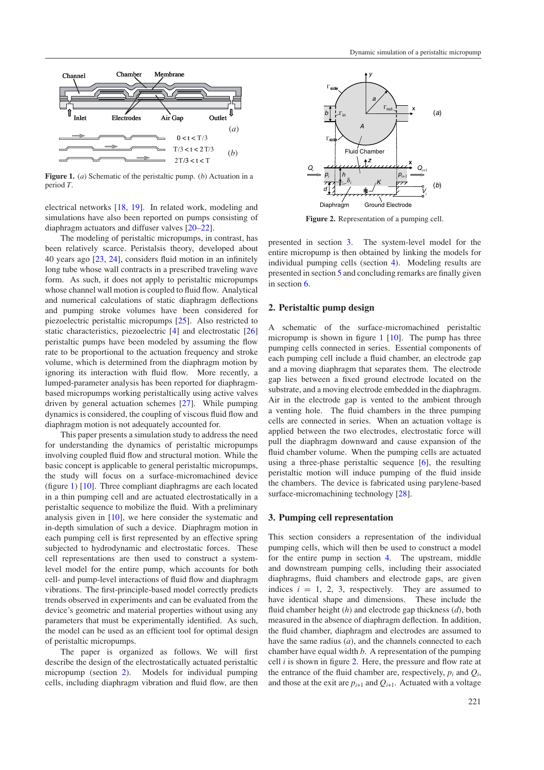Figure 1. (*a*) Schematic of the peristaltic pump. (*b*) Actuation in a period *T*.

electrical networks [18, 19]. In related work, modeling and simulations have also been reported on pumps consisting of diaphragm actuators and diffuser valves [20–22].

The modeling of peristaltic micropumps, in contrast, has been relatively scarce. Peristalsis theory, developed about 40 years ago [23, 24], considers fluid motion in an infinitely long tube whose wall contracts in a prescribed traveling wave form. As such, it does not apply to peristaltic micropumps whose channel wall motion is coupled to fluid flow. Analytical and numerical calculations of static diaphragm deflections and pumping stroke volumes have been considered for piezoelectric peristaltic micropumps [25]. Also restricted to static characteristics, piezoelectric [4] and electrostatic [26] peristaltic pumps have been modeled by assuming the flow rate to be proportional to the actuation frequency and stroke volume, which is determined from the diaphragm motion by ignoring its interaction with fluid flow. More recently, a lumped-parameter analysis has been reported for diaphragm-based micropumps working peristaltically using active valves driven by general actuation schemes [27]. While pumping dynamics is considered, the coupling of viscous fluid flow and diaphragm motion is not adequately accounted for.

This paper presents a simulation study to address the need for understanding the dynamics of peristaltic micropumps involving coupled fluid flow and structural motion. While the basic concept is applicable to general peristaltic micropumps, the study will focus on a surface-micromachined device (figure 1) [10]. Three compliant diaphragms are each located in a thin pumping cell and are actuated electrostatically in a peristaltic sequence to mobilize the fluid. With a preliminary analysis given in [10], we here consider the systematic and in-depth simulation of such a device. Diaphragm motion in each pumping cell is first represented by an effective spring subjected to hydrodynamic and electrostatic forces. These cell representations are then used to construct a system-level model for the entire pump, which accounts for both cell- and pump-level interactions of fluid flow and diaphragm vibrations. The first-principle-based model correctly predicts trends observed in experiments and can be evaluated from the device's geometric and material properties without using any parameters that must be experimentally identified. As such, the model can be used as an efficient tool for optimal design of peristaltic micropumps.

The paper is organized as follows. We will first describe the design of the electrostatically actuated peristaltic micropump (section 2). Models for individual pumping cells, including diaphragm vibration and fluid flow, are then presented in section 3. The system-level model for the entire micropump is then obtained by linking the models for individual pumping cells (section 4). Modeling results are presented in section 5 and concluding remarks are finally given in section 6.

Figure 2. Representation of a pumping cell.

## 2. Peristaltic pump design

A schematic of the surface-micromachined peristaltic micropump is shown in figure 1 [10]. The pump has three pumping cells connected in series. Essential components of each pumping cell include a fluid chamber, an electrode gap and a moving diaphragm that separates them. The electrode gap lies between a fixed ground electrode located on the substrate, and a moving electrode embedded in the diaphragm. Air in the electrode gap is vented to the ambient through a venting hole. The fluid chambers in the three pumping cells are connected in series. When an actuation voltage is applied between the two electrodes, electrostatic force will pull the diaphragm downward and cause expansion of the fluid chamber volume. When the pumping cells are actuated using a three-phase peristaltic sequence [6], the resulting peristaltic motion will induce pumping of the fluid inside the chambers. The device is fabricated using parylene-based surface-micromachining technology [28].

## 3. Pumping cell representation

This section considers a representation of the individual pumping cells, which will then be used to construct a model for the entire pump in section 4. The upstream, middle and downstream pumping cells, including their associated diaphragms, fluid chambers and electrode gaps, are given indices $i = 1, 2, 3$, respectively. They are assumed to have identical shape and dimensions. These include the fluid chamber height ($h$) and electrode gap thickness ($d$), both measured in the absence of diaphragm deflection. In addition, the fluid chamber, diaphragm and electrodes are assumed to have the same radius ($a$), and the channels connected to each chamber have equal width $b$. A representation of the pumping cell $i$ is shown in figure 2. Here, the pressure and flow rate at the entrance of the fluid chamber are, respectively, $p_i$ and $Q_i$, and those at the exit are $p_{i+1}$ and $Q_{i+1}$. Actuated with a voltage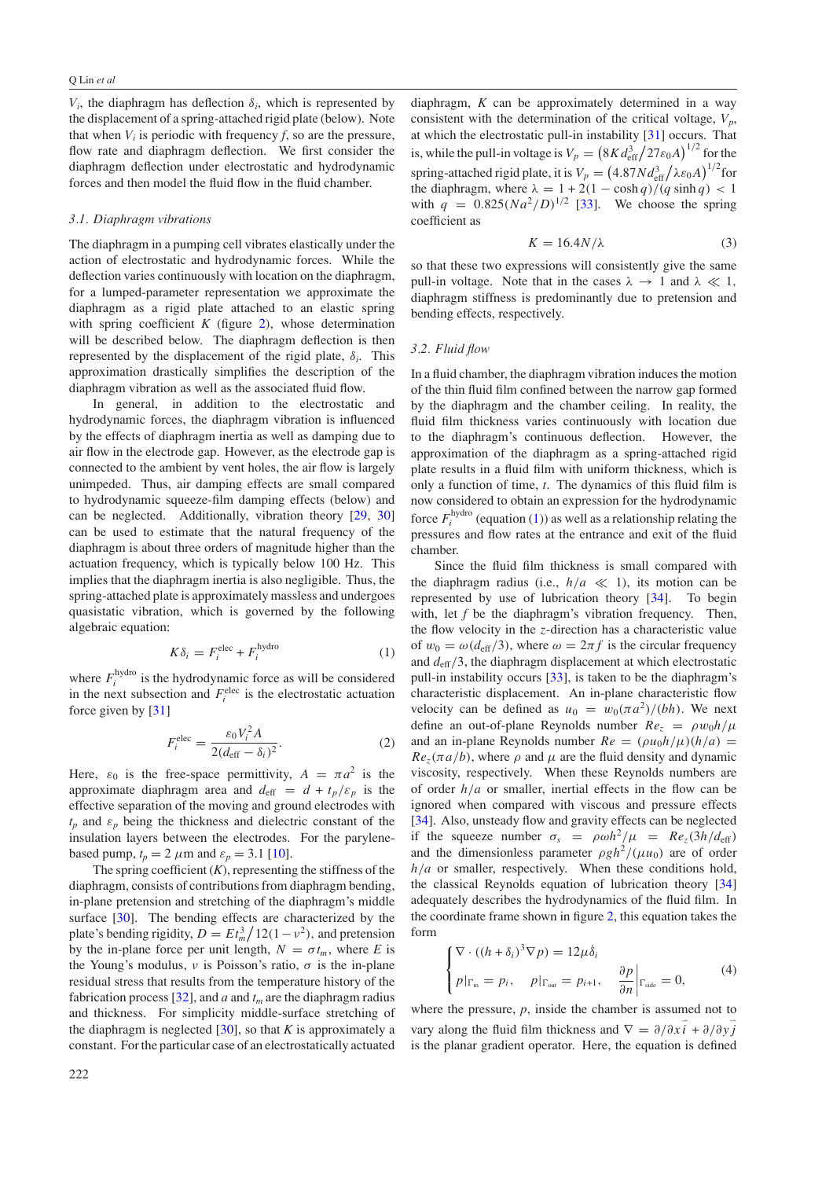$V_i$, the diaphragm has deflection $\delta_i$, which is represented by the displacement of a spring-attached rigid plate (below). Note that when $V_i$ is periodic with frequency $f$, so are the pressure, flow rate and diaphragm deflection. We first consider the diaphragm deflection under electrostatic and hydrodynamic forces and then model the fluid flow in the fluid chamber.

### 3.1. Diaphragm vibrations

The diaphragm in a pumping cell vibrates elastically under the action of electrostatic and hydrodynamic forces. While the deflection varies continuously with location on the diaphragm, for a lumped-parameter representation we approximate the diaphragm as a rigid plate attached to an elastic spring with spring coefficient $K$ (figure 2), whose determination will be described below. The diaphragm deflection is then represented by the displacement of the rigid plate, $\delta_i$. This approximation drastically simplifies the description of the diaphragm vibration as well as the associated fluid flow.

In general, in addition to the electrostatic and hydrodynamic forces, the diaphragm vibration is influenced by the effects of diaphragm inertia as well as damping due to air flow in the electrode gap. However, as the electrode gap is connected to the ambient by vent holes, the air flow is largely unimpeded. Thus, air damping effects are small compared to hydrodynamic squeeze-film damping effects (below) and can be neglected. Additionally, vibration theory [29, 30] can be used to estimate that the natural frequency of the diaphragm is about three orders of magnitude higher than the actuation frequency, which is typically below 100 Hz. This implies that the diaphragm inertia is also negligible. Thus, the spring-attached plate is approximately massless and undergoes quasistatic vibration, which is governed by the following algebraic equation:

$$K\delta_i = F_i^{\text{elec}} + F_i^{\text{hydro}} \tag{1}$$

where $F_i^{\text{hydro}}$ is the hydrodynamic force as will be considered in the next subsection and $F_i^{\text{elec}}$ is the electrostatic actuation force given by [31]

$$F_i^{\text{elec}} = \frac{\varepsilon_0 V_i^2 A}{2(d_{\text{eff}} - \delta_i)^2}. \tag{2}$$

Here, $\varepsilon_0$ is the free-space permittivity, $A = \pi a^2$ is the approximate diaphragm area and $d_{\text{eff}} = d + t_p/\varepsilon_p$ is the effective separation of the moving and ground electrodes with $t_p$ and $\varepsilon_p$ being the thickness and dielectric constant of the insulation layers between the electrodes. For the parylene-based pump, $t_p = 2\ \mu$m and $\varepsilon_p = 3.1$ [10].

The spring coefficient ($K$), representing the stiffness of the diaphragm, consists of contributions from diaphragm bending, in-plane pretension and stretching of the diaphragm's middle surface [30]. The bending effects are characterized by the plate's bending rigidity, $D = Et_m^3/12(1-\nu^2)$, and pretension by the in-plane force per unit length, $N = \sigma t_m$, where $E$ is the Young's modulus, $\nu$ is Poisson's ratio, $\sigma$ is the in-plane residual stress that results from the temperature history of the fabrication process [32], and $a$ and $t_m$ are the diaphragm radius and thickness. For simplicity middle-surface stretching of the diaphragm is neglected [30], so that $K$ is approximately a constant. For the particular case of an electrostatically actuated diaphragm, $K$ can be approximately determined in a way consistent with the determination of the critical voltage, $V_p$, at which the electrostatic pull-in instability [31] occurs. That is, while the pull-in voltage is $V_p = \left(8Kd_{\text{eff}}^3/27\varepsilon_0 A\right)^{1/2}$ for the spring-attached rigid plate, it is $V_p = \left(4.87Nd_{\text{eff}}^3/\lambda\varepsilon_0 A\right)^{1/2}$ for the diaphragm, where $\lambda = 1 + 2(1-\cosh q)/(q\sinh q) < 1$ with $q = 0.825(Na^2/D)^{1/2}$ [33]. We choose the spring coefficient as

$$K = 16.4N/\lambda \tag{3}$$

so that these two expressions will consistently give the same pull-in voltage. Note that in the cases $\lambda \to 1$ and $\lambda \ll 1$, diaphragm stiffness is predominantly due to pretension and bending effects, respectively.

### 3.2. Fluid flow

In a fluid chamber, the diaphragm vibration induces the motion of the thin fluid film confined between the narrow gap formed by the diaphragm and the chamber ceiling. In reality, the fluid film thickness varies continuously with location due to the diaphragm's continuous deflection. However, the approximation of the diaphragm as a spring-attached rigid plate results in a fluid film with uniform thickness, which is only a function of time, $t$. The dynamics of this fluid film is now considered to obtain an expression for the hydrodynamic force $F_i^{\text{hydro}}$ (equation (1)) as well as a relationship relating the pressures and flow rates at the entrance and exit of the fluid chamber.

Since the fluid film thickness is small compared with the diaphragm radius (i.e., $h/a \ll 1$), its motion can be represented by use of lubrication theory [34]. To begin with, let $f$ be the diaphragm's vibration frequency. Then, the flow velocity in the $z$-direction has a characteristic value of $w_0 = \omega(d_{\text{eff}}/3)$, where $\omega = 2\pi f$ is the circular frequency and $d_{\text{eff}}/3$, the diaphragm displacement at which electrostatic pull-in instability occurs [33], is taken to be the diaphragm's characteristic displacement. An in-plane characteristic flow velocity can be defined as $u_0 = w_0(\pi a^2)/(bh)$. We next define an out-of-plane Reynolds number $Re_z = \rho w_0 h/\mu$ and an in-plane Reynolds number $Re = (\rho u_0 h/\mu)(h/a) = Re_z(\pi a/b)$, where $\rho$ and $\mu$ are the fluid density and dynamic viscosity, respectively. When these Reynolds numbers are of order $h/a$ or smaller, inertial effects in the flow can be ignored when compared with viscous and pressure effects [34]. Also, unsteady flow and gravity effects can be neglected if the squeeze number $\sigma_s = \rho\omega h^2/\mu = Re_z(3h/d_{\text{eff}})$ and the dimensionless parameter $\rho g h^2/(\mu u_0)$ are of order $h/a$ or smaller, respectively. When these conditions hold, the classical Reynolds equation of lubrication theory [34] adequately describes the hydrodynamics of the fluid film. In the coordinate frame shown in figure 2, this equation takes the form

$$\begin{cases} \nabla \cdot ((h+\delta_i)^3 \nabla p) = 12\mu\dot{\delta}_i \\ p|_{\Gamma_{\text{in}}} = p_i, \quad p|_{\Gamma_{\text{out}}} = p_{i+1}, \quad \left.\dfrac{\partial p}{\partial n}\right|_{\Gamma_{\text{side}}} = 0, \end{cases} \tag{4}$$

where the pressure, $p$, inside the chamber is assumed not to vary along the fluid film thickness and $\nabla = \partial/\partial x\,\vec{i} + \partial/\partial y\,\vec{j}$ is the planar gradient operator. Here, the equation is defined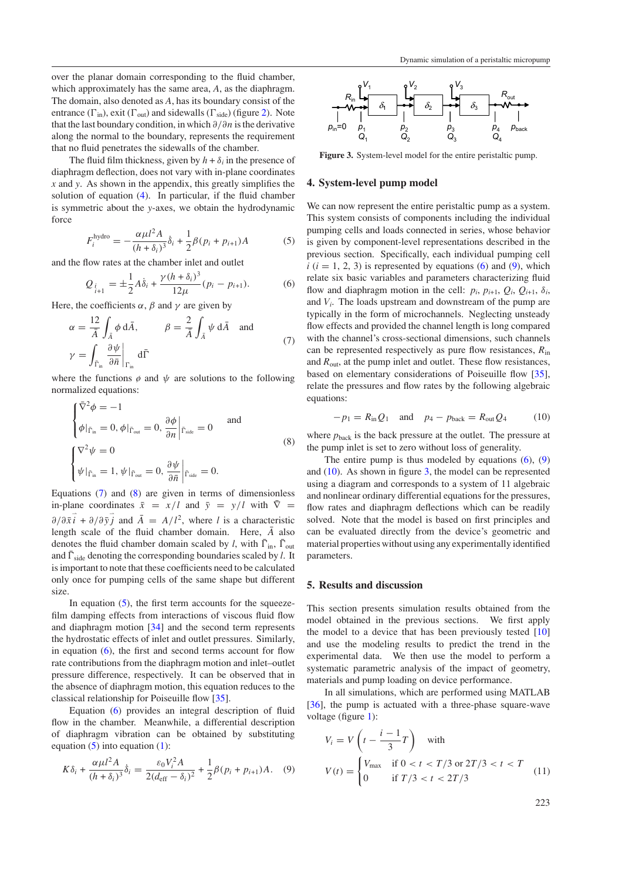over the planar domain corresponding to the fluid chamber, which approximately has the same area, $A$, as the diaphragm. The domain, also denoted as $A$, has its boundary consist of the entrance ($\Gamma_{\text{in}}$), exit ($\Gamma_{\text{out}}$) and sidewalls ($\Gamma_{\text{side}}$) (figure 2). Note that the last boundary condition, in which $\partial/\partial n$ is the derivative along the normal to the boundary, represents the requirement that no fluid penetrates the sidewalls of the chamber.

The fluid film thickness, given by $h + \delta_i$ in the presence of diaphragm deflection, does not vary with in-plane coordinates $x$ and $y$. As shown in the appendix, this greatly simplifies the solution of equation (4). In particular, if the fluid chamber is symmetric about the $y$-axes, we obtain the hydrodynamic force

$$F_i^{\text{hydro}} = -\frac{\alpha \mu l^2 A}{(h+\delta_i)^3}\dot{\delta}_i + \frac{1}{2}\beta(p_i + p_{i+1})A \tag{5}$$

and the flow rates at the chamber inlet and outlet

$$Q_{\substack{i \\ i+1}} = \pm\frac{1}{2}A\dot{\delta}_i + \frac{\gamma(h+\delta_i)^3}{12\mu}(p_i - p_{i+1}). \tag{6}$$

Here, the coefficients $\alpha$, $\beta$ and $\gamma$ are given by

$$\alpha = \frac{12}{\bar{A}}\int_{\bar{A}} \phi \, \mathrm{d}\bar{A}, \qquad \beta = \frac{2}{\bar{A}}\int_{\bar{A}} \psi \, \mathrm{d}\bar{A} \quad \text{and}$$
$$\gamma = \int_{\bar{\Gamma}_{\text{in}}} \left.\frac{\partial \psi}{\partial \bar{n}}\right|_{\Gamma_{\text{in}}} \mathrm{d}\bar{\Gamma} \tag{7}$$

where the functions $\phi$ and $\psi$ are solutions to the following normalized equations:

$$\begin{cases} \bar{\nabla}^2\phi = -1 \\ \phi|_{\bar{\Gamma}_{\text{in}}} = 0, \phi|_{\bar{\Gamma}_{\text{out}}} = 0, \left.\dfrac{\partial \phi}{\partial n}\right|_{\bar{\Gamma}_{\text{side}}} = 0 \end{cases} \quad \text{and}$$
$$\begin{cases} \nabla^2\psi = 0 \\ \psi|_{\bar{\Gamma}_{\text{in}}} = 1, \psi|_{\bar{\Gamma}_{\text{out}}} = 0, \left.\dfrac{\partial \psi}{\partial \bar{n}}\right|_{\bar{\Gamma}_{\text{side}}} = 0. \end{cases} \tag{8}$$

Equations (7) and (8) are given in terms of dimensionless in-plane coordinates $\bar{x} = x/l$ and $\bar{y} = y/l$ with $\bar{\nabla} = \partial/\partial\bar{x}\,\vec{i} + \partial/\partial\bar{y}\,\vec{j}$ and $\bar{A} = A/l^2$, where $l$ is a characteristic length scale of the fluid chamber domain. Here, $\bar{A}$ also denotes the fluid chamber domain scaled by $l$, with $\bar{\Gamma}_{\text{in}}$, $\bar{\Gamma}_{\text{out}}$ and $\bar{\Gamma}_{\text{side}}$ denoting the corresponding boundaries scaled by $l$. It is important to note that these coefficients need to be calculated only once for pumping cells of the same shape but different size.

In equation (5), the first term accounts for the squeeze-film damping effects from interactions of viscous fluid flow and diaphragm motion [34] and the second term represents the hydrostatic effects of inlet and outlet pressures. Similarly, in equation (6), the first and second terms account for flow rate contributions from the diaphragm motion and inlet–outlet pressure difference, respectively. It can be observed that in the absence of diaphragm motion, this equation reduces to the classical relationship for Poiseuille flow [35].

Equation (6) provides an integral description of fluid flow in the chamber. Meanwhile, a differential description of diaphragm vibration can be obtained by substituting equation (5) into equation (1):

$$K\delta_i + \frac{\alpha\mu l^2 A}{(h+\delta_i)^3}\dot{\delta}_i = \frac{\varepsilon_0 V_i^2 A}{2(d_{\text{eff}} - \delta_i)^2} + \frac{1}{2}\beta(p_i + p_{i+1})A. \tag{9}$$

**Figure 3.** System-level model for the entire peristaltic pump.

## 4. System-level pump model

We can now represent the entire peristaltic pump as a system. This system consists of components including the individual pumping cells and loads connected in series, whose behavior is given by component-level representations described in the previous section. Specifically, each individual pumping cell $i$ ($i = 1, 2, 3$) is represented by equations (6) and (9), which relate six basic variables and parameters characterizing fluid flow and diaphragm motion in the cell: $p_i$, $p_{i+1}$, $Q_i$, $Q_{i+1}$, $\delta_i$, and $V_i$. The loads upstream and downstream of the pump are typically in the form of microchannels. Neglecting unsteady flow effects and provided the channel length is long compared with the channel's cross-sectional dimensions, such channels can be represented respectively as pure flow resistances, $R_{\text{in}}$ and $R_{\text{out}}$, at the pump inlet and outlet. These flow resistances, based on elementary considerations of Poiseuille flow [35], relate the pressures and flow rates by the following algebraic equations:

$$-p_1 = R_{\text{in}}Q_1 \quad \text{and} \quad p_4 - p_{\text{back}} = R_{\text{out}}Q_4 \tag{10}$$

where $p_{\text{back}}$ is the back pressure at the outlet. The pressure at the pump inlet is set to zero without loss of generality.

The entire pump is thus modeled by equations (6), (9) and (10). As shown in figure 3, the model can be represented using a diagram and corresponds to a system of 11 algebraic and nonlinear ordinary differential equations for the pressures, flow rates and diaphragm deflections which can be readily solved. Note that the model is based on first principles and can be evaluated directly from the device's geometric and material properties without using any experimentally identified parameters.

## 5. Results and discussion

This section presents simulation results obtained from the model obtained in the previous sections. We first apply the model to a device that has been previously tested [10] and use the modeling results to predict the trend in the experimental data. We then use the model to perform a systematic parametric analysis of the impact of geometry, materials and pump loading on device performance.

In all simulations, which are performed using MATLAB [36], the pump is actuated with a three-phase square-wave voltage (figure 1):

$$V_i = V\left(t - \frac{i-1}{3}T\right) \quad \text{with}$$
$$V(t) = \begin{cases} V_{\max} & \text{if } 0 < t < T/3 \text{ or } 2T/3 < t < T \\ 0 & \text{if } T/3 < t < 2T/3 \end{cases} \tag{11}$$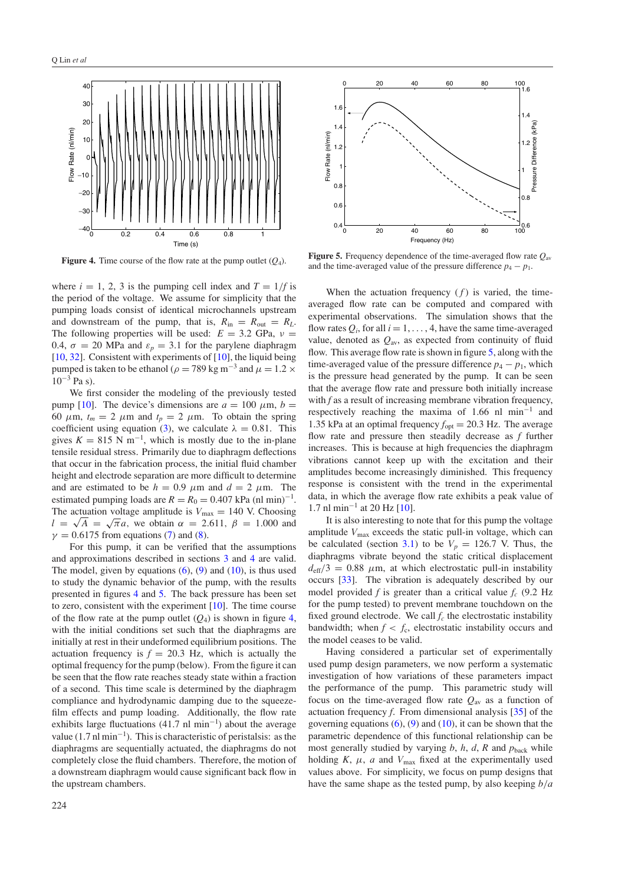**Figure 4.** Time course of the flow rate at the pump outlet ($Q_4$).

**Figure 5.** Frequency dependence of the time-averaged flow rate $Q_{av}$ and the time-averaged value of the pressure difference $p_4 - p_1$.

where $i = 1, 2, 3$ is the pumping cell index and $T = 1/f$ is the period of the voltage. We assume for simplicity that the pumping loads consist of identical microchannels upstream and downstream of the pump, that is, $R_{in} = R_{out} = R_L$. The following properties will be used: $E = 3.2$ GPa, $\nu = 0.4$, $\sigma = 20$ MPa and $\varepsilon_p = 3.1$ for the parylene diaphragm [10, 32]. Consistent with experiments of [10], the liquid being pumped is taken to be ethanol ($\rho = 789$ kg m$^{-3}$ and $\mu = 1.2 \times 10^{-3}$ Pa s).

We first consider the modeling of the previously tested pump [10]. The device's dimensions are $a = 100$ $\mu$m, $b = 60$ $\mu$m, $t_m = 2$ $\mu$m and $t_p = 2$ $\mu$m. To obtain the spring coefficient using equation (3), we calculate $\lambda = 0.81$. This gives $K = 815$ N m$^{-1}$, which is mostly due to the in-plane tensile residual stress. Primarily due to diaphragm deflections that occur in the fabrication process, the initial fluid chamber height and electrode separation are more difficult to determine and are estimated to be $h = 0.9$ $\mu$m and $d = 2$ $\mu$m. The estimated pumping loads are $R = R_0 = 0.407$ kPa (nl min)$^{-1}$. The actuation voltage amplitude is $V_{max} = 140$ V. Choosing $l = \sqrt{A} = \sqrt{\pi}a$, we obtain $\alpha = 2.611$, $\beta = 1.000$ and $\gamma = 0.6175$ from equations (7) and (8).

For this pump, it can be verified that the assumptions and approximations described in sections 3 and 4 are valid. The model, given by equations (6), (9) and (10), is thus used to study the dynamic behavior of the pump, with the results presented in figures 4 and 5. The back pressure has been set to zero, consistent with the experiment [10]. The time course of the flow rate at the pump outlet ($Q_4$) is shown in figure 4, with the initial conditions set such that the diaphragms are initially at rest in their undeformed equilibrium positions. The actuation frequency is $f = 20.3$ Hz, which is actually the optimal frequency for the pump (below). From the figure it can be seen that the flow rate reaches steady state within a fraction of a second. This time scale is determined by the diaphragm compliance and hydrodynamic damping due to the squeeze-film effects and pump loading. Additionally, the flow rate exhibits large fluctuations (41.7 nl min$^{-1}$) about the average value (1.7 nl min$^{-1}$). This is characteristic of peristalsis: as the diaphragms are sequentially actuated, the diaphragms do not completely close the fluid chambers. Therefore, the motion of a downstream diaphragm would cause significant back flow in the upstream chambers.

When the actuation frequency ($f$) is varied, the time-averaged flow rate can be computed and compared with experimental observations. The simulation shows that the flow rates $Q_i$, for all $i = 1, \ldots, 4$, have the same time-averaged value, denoted as $Q_{av}$, as expected from continuity of fluid flow. This average flow rate is shown in figure 5, along with the time-averaged value of the pressure difference $p_4 - p_1$, which is the pressure head generated by the pump. It can be seen that the average flow rate and pressure both initially increase with $f$ as a result of increasing membrane vibration frequency, respectively reaching the maxima of 1.66 nl min$^{-1}$ and 1.35 kPa at an optimal frequency $f_{opt} = 20.3$ Hz. The average flow rate and pressure then steadily decrease as $f$ further increases. This is because at high frequencies the diaphragm vibrations cannot keep up with the excitation and their amplitudes become increasingly diminished. This frequency response is consistent with the trend in the experimental data, in which the average flow rate exhibits a peak value of 1.7 nl min$^{-1}$ at 20 Hz [10].

It is also interesting to note that for this pump the voltage amplitude $V_{max}$ exceeds the static pull-in voltage, which can be calculated (section 3.1) to be $V_p = 126.7$ V. Thus, the diaphragms vibrate beyond the static critical displacement $d_{eff}/3 = 0.88$ $\mu$m, at which electrostatic pull-in instability occurs [33]. The vibration is adequately described by our model provided $f$ is greater than a critical value $f_c$ (9.2 Hz for the pump tested) to prevent membrane touchdown on the fixed ground electrode. We call $f_c$ the electrostatic instability bandwidth; when $f < f_c$, electrostatic instability occurs and the model ceases to be valid.

Having considered a particular set of experimentally used pump design parameters, we now perform a systematic investigation of how variations of these parameters impact the performance of the pump. This parametric study will focus on the time-averaged flow rate $Q_{av}$ as a function of actuation frequency $f$. From dimensional analysis [35] of the governing equations (6), (9) and (10), it can be shown that the parametric dependence of this functional relationship can be most generally studied by varying $b$, $h$, $d$, $R$ and $p_{back}$ while holding $K$, $\mu$, $a$ and $V_{max}$ fixed at the experimentally used values above. For simplicity, we focus on pump designs that have the same shape as the tested pump, by also keeping $b/a$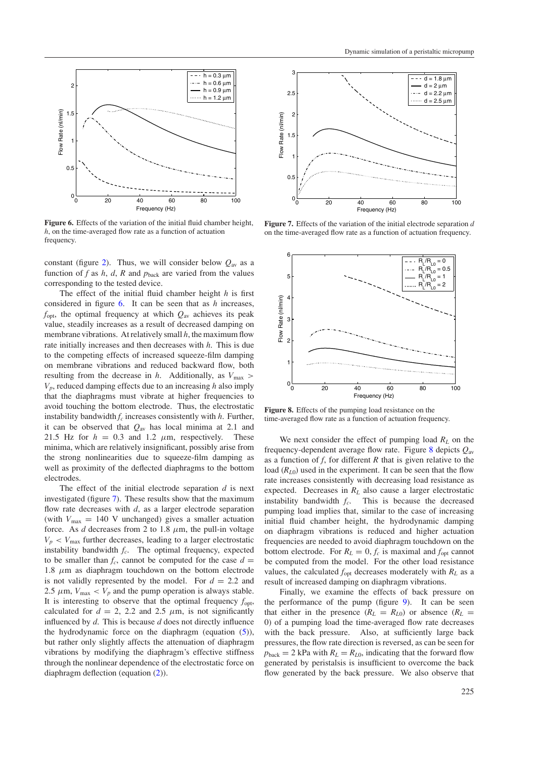**Figure 6.** Effects of the variation of the initial fluid chamber height, $h$, on the time-averaged flow rate as a function of actuation frequency.

**Figure 7.** Effects of the variation of the initial electrode separation $d$ on the time-averaged flow rate as a function of actuation frequency.

constant (figure 2). Thus, we will consider below $Q_{av}$ as a function of $f$ as $h$, $d$, $R$ and $p_{back}$ are varied from the values corresponding to the tested device.

The effect of the initial fluid chamber height $h$ is first considered in figure 6. It can be seen that as $h$ increases, $f_{opt}$, the optimal frequency at which $Q_{av}$ achieves its peak value, steadily increases as a result of decreased damping on membrane vibrations. At relatively small $h$, the maximum flow rate initially increases and then decreases with $h$. This is due to the competing effects of increased squeeze-film damping on membrane vibrations and reduced backward flow, both resulting from the decrease in $h$. Additionally, as $V_{max} > V_p$, reduced damping effects due to an increasing $h$ also imply that the diaphragms must vibrate at higher frequencies to avoid touching the bottom electrode. Thus, the electrostatic instability bandwidth $f_c$ increases consistently with $h$. Further, it can be observed that $Q_{av}$ has local minima at 2.1 and 21.5 Hz for $h = 0.3$ and 1.2 $\mu$m, respectively. These minima, which are relatively insignificant, possibly arise from the strong nonlinearities due to squeeze-film damping as well as proximity of the deflected diaphragms to the bottom electrodes.

The effect of the initial electrode separation $d$ is next investigated (figure 7). These results show that the maximum flow rate decreases with $d$, as a larger electrode separation (with $V_{max} = 140$ V unchanged) gives a smaller actuation force. As $d$ decreases from 2 to 1.8 $\mu$m, the pull-in voltage $V_p < V_{max}$ further decreases, leading to a larger electrostatic instability bandwidth $f_c$. The optimal frequency, expected to be smaller than $f_c$, cannot be computed for the case $d = 1.8$ $\mu$m as diaphragm touchdown on the bottom electrode is not validly represented by the model. For $d = 2.2$ and 2.5 $\mu$m, $V_{max} < V_p$ and the pump operation is always stable. It is interesting to observe that the optimal frequency $f_{opt}$, calculated for $d = 2$, 2.2 and 2.5 $\mu$m, is not significantly influenced by $d$. This is because $d$ does not directly influence the hydrodynamic force on the diaphragm (equation (5)), but rather only slightly affects the attenuation of diaphragm vibrations by modifying the diaphragm's effective stiffness through the nonlinear dependence of the electrostatic force on diaphragm deflection (equation (2)).

**Figure 8.** Effects of the pumping load resistance on the time-averaged flow rate as a function of actuation frequency.

We next consider the effect of pumping load $R_L$ on the frequency-dependent average flow rate. Figure 8 depicts $Q_{av}$ as a function of $f$, for different $R$ that is given relative to the load ($R_{L0}$) used in the experiment. It can be seen that the flow rate increases consistently with decreasing load resistance as expected. Decreases in $R_L$ also cause a larger electrostatic instability bandwidth $f_c$. This is because the decreased pumping load implies that, similar to the case of increasing initial fluid chamber height, the hydrodynamic damping on diaphragm vibrations is reduced and higher actuation frequencies are needed to avoid diaphragm touchdown on the bottom electrode. For $R_L = 0$, $f_c$ is maximal and $f_{opt}$ cannot be computed from the model. For the other load resistance values, the calculated $f_{opt}$ decreases moderately with $R_L$ as a result of increased damping on diaphragm vibrations.

Finally, we examine the effects of back pressure on the performance of the pump (figure 9). It can be seen that either in the presence ($R_L = R_{L0}$) or absence ($R_L = 0$) of a pumping load the time-averaged flow rate decreases with the back pressure. Also, at sufficiently large back pressures, the flow rate direction is reversed, as can be seen for $p_{back} = 2$ kPa with $R_L = R_{L0}$, indicating that the forward flow generated by peristalsis is insufficient to overcome the back flow generated by the back pressure. We also observe that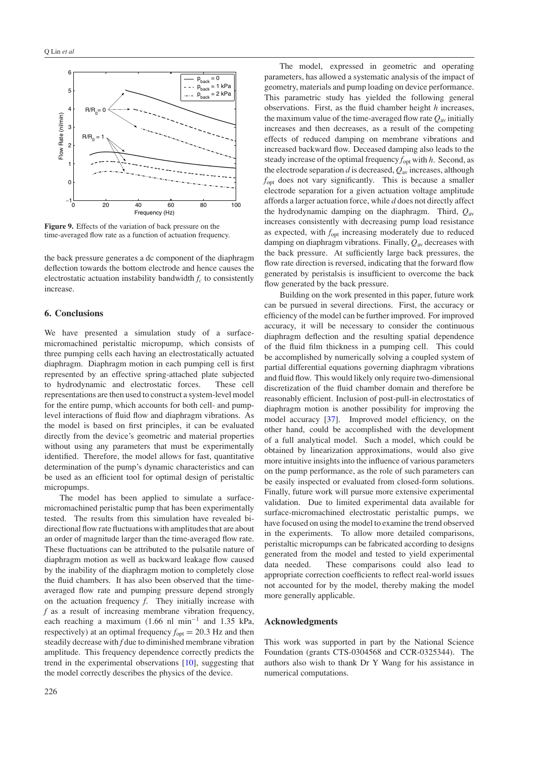**Figure 9.** Effects of the variation of back pressure on the time-averaged flow rate as a function of actuation frequency.

the back pressure generates a dc component of the diaphragm deflection towards the bottom electrode and hence causes the electrostatic actuation instability bandwidth $f_c$ to consistently increase.

## 6. Conclusions

We have presented a simulation study of a surface-micromachined peristaltic micropump, which consists of three pumping cells each having an electrostatically actuated diaphragm. Diaphragm motion in each pumping cell is first represented by an effective spring-attached plate subjected to hydrodynamic and electrostatic forces. These cell representations are then used to construct a system-level model for the entire pump, which accounts for both cell- and pump-level interactions of fluid flow and diaphragm vibrations. As the model is based on first principles, it can be evaluated directly from the device's geometric and material properties without using any parameters that must be experimentally identified. Therefore, the model allows for fast, quantitative determination of the pump's dynamic characteristics and can be used as an efficient tool for optimal design of peristaltic micropumps.

The model has been applied to simulate a surface-micromachined peristaltic pump that has been experimentally tested. The results from this simulation have revealed bi-directional flow rate fluctuations with amplitudes that are about an order of magnitude larger than the time-averaged flow rate. These fluctuations can be attributed to the pulsatile nature of diaphragm motion as well as backward leakage flow caused by the inability of the diaphragm motion to completely close the fluid chambers. It has also been observed that the time-averaged flow rate and pumping pressure depend strongly on the actuation frequency $f$. They initially increase with $f$ as a result of increasing membrane vibration frequency, each reaching a maximum (1.66 nl $\text{min}^{-1}$ and 1.35 kPa, respectively) at an optimal frequency $f_{\text{opt}} = 20.3$ Hz and then steadily decrease with $f$ due to diminished membrane vibration amplitude. This frequency dependence correctly predicts the trend in the experimental observations [10], suggesting that the model correctly describes the physics of the device.

The model, expressed in geometric and operating parameters, has allowed a systematic analysis of the impact of geometry, materials and pump loading on device performance. This parametric study has yielded the following general observations. First, as the fluid chamber height $h$ increases, the maximum value of the time-averaged flow rate $Q_{\text{av}}$ initially increases and then decreases, as a result of the competing effects of reduced damping on membrane vibrations and increased backward flow. Deceased damping also leads to the steady increase of the optimal frequency $f_{\text{opt}}$ with $h$. Second, as the electrode separation $d$ is decreased, $Q_{\text{av}}$ increases, although $f_{\text{opt}}$ does not vary significantly. This is because a smaller electrode separation for a given actuation voltage amplitude affords a larger actuation force, while $d$ does not directly affect the hydrodynamic damping on the diaphragm. Third, $Q_{\text{av}}$ increases consistently with decreasing pump load resistance as expected, with $f_{\text{opt}}$ increasing moderately due to reduced damping on diaphragm vibrations. Finally, $Q_{\text{av}}$ decreases with the back pressure. At sufficiently large back pressures, the flow rate direction is reversed, indicating that the forward flow generated by peristalsis is insufficient to overcome the back flow generated by the back pressure.

Building on the work presented in this paper, future work can be pursued in several directions. First, the accuracy or efficiency of the model can be further improved. For improved accuracy, it will be necessary to consider the continuous diaphragm deflection and the resulting spatial dependence of the fluid film thickness in a pumping cell. This could be accomplished by numerically solving a coupled system of partial differential equations governing diaphragm vibrations and fluid flow. This would likely only require two-dimensional discretization of the fluid chamber domain and therefore be reasonably efficient. Inclusion of post-pull-in electrostatics of diaphragm motion is another possibility for improving the model accuracy [37]. Improved model efficiency, on the other hand, could be accomplished with the development of a full analytical model. Such a model, which could be obtained by linearization approximations, would also give more intuitive insights into the influence of various parameters on the pump performance, as the role of such parameters can be easily inspected or evaluated from closed-form solutions. Finally, future work will pursue more extensive experimental validation. Due to limited experimental data available for surface-micromachined electrostatic peristaltic pumps, we have focused on using the model to examine the trend observed in the experiments. To allow more detailed comparisons, peristaltic micropumps can be fabricated according to designs generated from the model and tested to yield experimental data needed. These comparisons could also lead to appropriate correction coefficients to reflect real-world issues not accounted for by the model, thereby making the model more generally applicable.

## Acknowledgments

This work was supported in part by the National Science Foundation (grants CTS-0304568 and CCR-0325344). The authors also wish to thank Dr Y Wang for his assistance in numerical computations.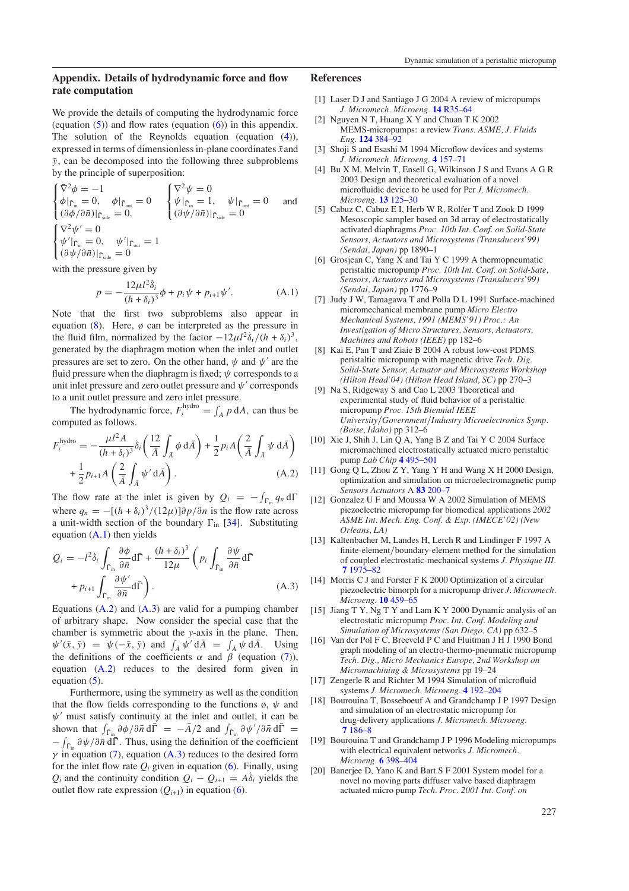## Appendix. Details of hydrodynamic force and flow rate computation

We provide the details of computing the hydrodynamic force (equation (5)) and flow rates (equation (6)) in this appendix. The solution of the Reynolds equation (equation (4)), expressed in terms of dimensionless in-plane coordinates $\bar{x}$ and $\bar{y}$, can be decomposed into the following three subproblems by the principle of superposition:

$$\begin{cases} \bar{\nabla}^2\phi = -1 \\ \phi|_{\bar{\Gamma}_{\rm in}} = 0, \quad \phi|_{\bar{\Gamma}_{\rm out}} = 0 \\ (\partial\phi/\partial\bar{n})|_{\bar{\Gamma}_{\rm side}} = 0, \end{cases} \quad \begin{cases} \nabla^2\psi = 0 \\ \psi|_{\bar{\Gamma}_{\rm in}} = 1, \quad \psi|_{\bar{\Gamma}_{\rm out}} = 0 \\ (\partial\psi/\partial\bar{n})|_{\bar{\Gamma}_{\rm side}} = 0 \end{cases} \quad \text{and}$$

$$\begin{cases} \nabla^2\psi' = 0 \\ \psi'|_{\bar{\Gamma}_{\rm in}} = 0, \quad \psi'|_{\bar{\Gamma}_{\rm out}} = 1 \\ (\partial\psi/\partial\bar{n})|_{\bar{\Gamma}_{\rm side}} = 0 \end{cases}$$

with the pressure given by

$$p = -\frac{12\mu l^2\dot{\delta}_i}{(h+\delta_i)^3}\phi + p_i\psi + p_{i+1}\psi'. \tag{A.1}$$

Note that the first two subproblems also appear in equation (8). Here, $\phi$ can be interpreted as the pressure in the fluid film, normalized by the factor $-12\mu l^2\dot{\delta}_i/(h+\delta_i)^3$, generated by the diaphragm motion when the inlet and outlet pressures are set to zero. On the other hand, $\psi$ and $\psi'$ are the fluid pressure when the diaphragm is fixed; $\psi$ corresponds to a unit inlet pressure and zero outlet pressure and $\psi'$ corresponds to a unit outlet pressure and zero inlet pressure.

The hydrodynamic force, $F_i^{\rm hydro} = \int_A p\,{\rm d}A$, can thus be computed as follows.

$$F_i^{\rm hydro} = -\frac{\mu l^2 A}{(h+\delta_i)^3}\dot{\delta}_i\left(\frac{12}{\bar{A}}\int_{\bar{A}}\phi\,{\rm d}\bar{A}\right) + \frac{1}{2}p_i A\left(\frac{2}{\bar{A}}\int_{\bar{A}}\psi\,{\rm d}\bar{A}\right) + \frac{1}{2}p_{i+1}A\left(\frac{2}{\bar{A}}\int_{\bar{A}}\psi'\,{\rm d}\bar{A}\right). \tag{A.2}$$

The flow rate at the inlet is given by $Q_i = -\int_{\Gamma_{\rm in}} q_n\,{\rm d}\Gamma$ where $q_n = -[(h+\delta_i)^3/(12\mu)]\partial p/\partial n$ is the flow rate across a unit-width section of the boundary $\Gamma_{\rm in}$ [34]. Substituting equation (A.1) then yields

$$Q_i = -l^2\dot{\delta}_i\int_{\bar{\Gamma}_{\rm in}}\frac{\partial\phi}{\partial\bar{n}}{\rm d}\bar{\Gamma} + \frac{(h+\delta_i)^3}{12\mu}\left(p_i\int_{\bar{\Gamma}_{\rm in}}\frac{\partial\psi}{\partial\bar{n}}{\rm d}\bar{\Gamma} + p_{i+1}\int_{\bar{\Gamma}_{\rm in}}\frac{\partial\psi'}{\partial\bar{n}}{\rm d}\bar{\Gamma}\right). \tag{A.3}$$

Equations (A.2) and (A.3) are valid for a pumping chamber of arbitrary shape. Now consider the special case that the chamber is symmetric about the $y$-axis in the plane. Then, $\psi'(\bar{x},\bar{y}) = \psi(-\bar{x},\bar{y})$ and $\int_{\bar{A}}\psi'\,{\rm d}\bar{A} = \int_{\bar{A}}\psi\,{\rm d}\bar{A}$. Using the definitions of the coefficients $\alpha$ and $\beta$ (equation (7)), equation (A.2) reduces to the desired form given in equation (5).

Furthermore, using the symmetry as well as the condition that the flow fields corresponding to the functions $\phi$, $\psi$ and $\psi'$ must satisfy continuity at the inlet and outlet, it can be shown that $\int_{\bar{\Gamma}_{\rm in}}\partial\phi/\partial\bar{n}\,{\rm d}\bar{\Gamma} = -\bar{A}/2$ and $\int_{\bar{\Gamma}_{\rm in}}\partial\psi'/\partial\bar{n}\,{\rm d}\bar{\Gamma} = -\int_{\bar{\Gamma}_{\rm in}}\partial\psi/\partial\bar{n}\,{\rm d}\bar{\Gamma}$. Thus, using the definition of the coefficient $\gamma$ in equation (7), equation (A.3) reduces to the desired form for the inlet flow rate $Q_i$ given in equation (6). Finally, using $Q_i$ and the continuity condition $Q_i - Q_{i+1} = A\dot{\delta}_i$ yields the outlet flow rate expression ($Q_{i+1}$) in equation (6).

## References

[1] Laser D J and Santiago J G 2004 A review of micropumps *J. Micromech. Microeng.* **14** R35–64

[2] Nguyen N T, Huang X Y and Chuan T K 2002 MEMS-micropumps: a review *Trans. ASME, J. Fluids Eng.* **124** 384–92

[3] Shoji S and Esashi M 1994 Microflow devices and systems *J. Micromech. Microeng.* **4** 157–71

[4] Bu X M, Melvin T, Ensell G, Wilkinson J S and Evans A G R 2003 Design and theoretical evaluation of a novel microfluidic device to be used for Pcr *J. Micromech. Microeng.* **13** 125–30

[5] Cabuz C, Cabuz E I, Herb W R, Rolfer T and Zook D 1999 Mesoscopic sampler based on 3d array of electrostatically activated diaphragms *Proc. 10th Int. Conf. on Solid-State Sensors, Actuators and Microsystems (Transducers'99) (Sendai, Japan)* pp 1890–1

[6] Grosjean C, Yang X and Tai Y C 1999 A thermopneumatic peristaltic micropump *Proc. 10th Int. Conf. on Solid-Sate, Sensors, Actuators and Microsystems (Transducers'99) (Sendai, Japan)* pp 1776–9

[7] Judy J W, Tamagawa T and Polla D L 1991 Surface-machined micromechanical membrane pump *Micro Electro Mechanical Systems, 1991 (MEMS'91) Proc.: An Investigation of Micro Structures, Sensors, Actuators, Machines and Robots (IEEE)* pp 182–6

[8] Kai E, Pan T and Ziaie B 2004 A robust low-cost PDMS peristaltic micropump with magnetic drive *Tech. Dig. Solid-State Sensor, Actuator and Microsystems Workshop (Hilton Head'04) (Hilton Head Island, SC)* pp 270–3

[9] Na S, Ridgeway S and Cao L 2003 Theoretical and experimental study of fluid behavior of a peristaltic micropump *Proc. 15th Biennial IEEE University/Government/Industry Microelectronics Symp. (Boise, Idaho)* pp 312–6

[10] Xie J, Shih J, Lin Q A, Yang B Z and Tai Y C 2004 Surface micromachined electrostatically actuated micro peristaltic pump *Lab Chip* **4** 495–501

[11] Gong Q L, Zhou Z Y, Yang Y H and Wang X H 2000 Design, optimization and simulation on microelectromagnetic pump *Sensors Actuators* A **83** 200–7

[12] Gonzalez U F and Moussa W A 2002 Simulation of MEMS piezoelectric micropump for biomedical applications *2002 ASME Int. Mech. Eng. Conf. & Exp. (IMECE'02) (New Orleans, LA)*

[13] Kaltenbacher M, Landes H, Lerch R and Lindinger F 1997 A finite-element/boundary-element method for the simulation of coupled electrostatic-mechanical systems *J. Physique III.* **7** 1975–82

[14] Morris C J and Forster F K 2000 Optimization of a circular piezoelectric bimorph for a micropump driver *J. Micromech. Microeng.* **10** 459–65

[15] Jiang T Y, Ng T Y and Lam K Y 2000 Dynamic analysis of an electrostatic micropump *Proc. Int. Conf. Modeling and Simulation of Microsystems (San Diego, CA)* pp 632–5

[16] Van der Pol F C, Breeveld P C and Fluitman J H J 1990 Bond graph modeling of an electro-thermo-pneumatic micropump *Tech. Dig., Micro Mechanics Europe, 2nd Workshop on Micromachining & Microsystems* pp 19–24

[17] Zengerle R and Richter M 1994 Simulation of microfluid systems *J. Micromech. Microeng.* **4** 192–204

[18] Bourouina T, Bosseboeuf A and Grandchamp J P 1997 Design and simulation of an electrostatic micropump for drug-delivery applications *J. Micromech. Microeng.* **7** 186–8

[19] Bourouina T and Grandchamp J P 1996 Modeling micropumps with electrical equivalent networks *J. Micromech. Microeng.* **6** 398–404

[20] Banerjee D, Yano K and Bart S F 2001 System model for a novel no moving parts diffuser valve based diaphragm actuated micro pump *Tech. Proc. 2001 Int. Conf. on*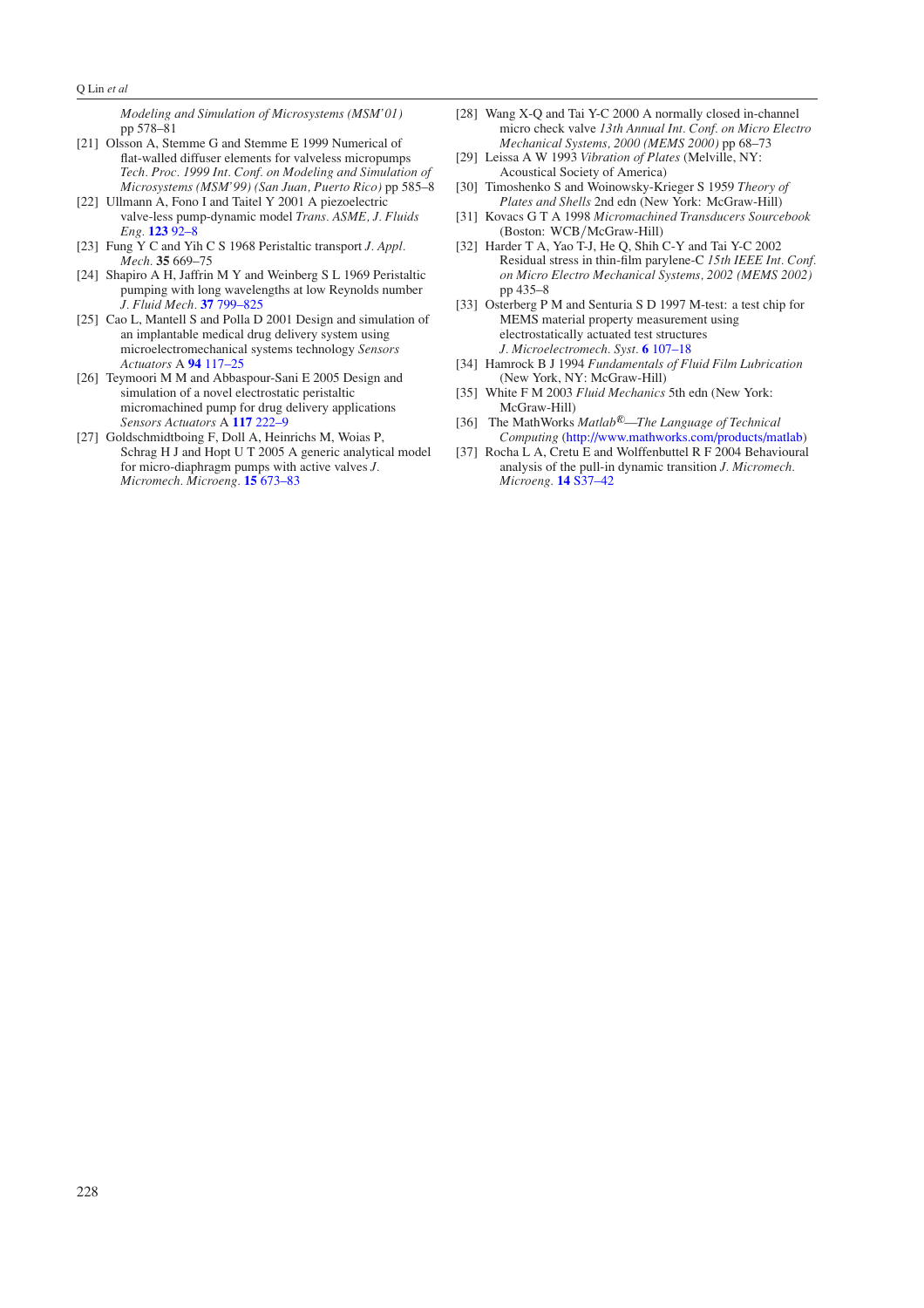*Modeling and Simulation of Microsystems (MSM'01)* pp 578–81

[21] Olsson A, Stemme G and Stemme E 1999 Numerical of flat-walled diffuser elements for valveless micropumps *Tech. Proc. 1999 Int. Conf. on Modeling and Simulation of Microsystems (MSM'99) (San Juan, Puerto Rico)* pp 585–8

[22] Ullmann A, Fono I and Taitel Y 2001 A piezoelectric valve-less pump-dynamic model *Trans. ASME, J. Fluids Eng.* **123** 92–8

[23] Fung Y C and Yih C S 1968 Peristaltic transport *J. Appl. Mech.* **35** 669–75

[24] Shapiro A H, Jaffrin M Y and Weinberg S L 1969 Peristaltic pumping with long wavelengths at low Reynolds number *J. Fluid Mech.* **37** 799–825

[25] Cao L, Mantell S and Polla D 2001 Design and simulation of an implantable medical drug delivery system using microelectromechanical systems technology *Sensors Actuators* A **94** 117–25

[26] Teymoori M M and Abbaspour-Sani E 2005 Design and simulation of a novel electrostatic peristaltic micromachined pump for drug delivery applications *Sensors Actuators* A **117** 222–9

[27] Goldschmidtboing F, Doll A, Heinrichs M, Woias P, Schrag H J and Hopt U T 2005 A generic analytical model for micro-diaphragm pumps with active valves *J. Micromech. Microeng.* **15** 673–83

[28] Wang X-Q and Tai Y-C 2000 A normally closed in-channel micro check valve *13th Annual Int. Conf. on Micro Electro Mechanical Systems, 2000 (MEMS 2000)* pp 68–73

[29] Leissa A W 1993 *Vibration of Plates* (Melville, NY: Acoustical Society of America)

[30] Timoshenko S and Woinowsky-Krieger S 1959 *Theory of Plates and Shells* 2nd edn (New York: McGraw-Hill)

[31] Kovacs G T A 1998 *Micromachined Transducers Sourcebook* (Boston: WCB/McGraw-Hill)

[32] Harder T A, Yao T-J, He Q, Shih C-Y and Tai Y-C 2002 Residual stress in thin-film parylene-C *15th IEEE Int. Conf. on Micro Electro Mechanical Systems, 2002 (MEMS 2002)* pp 435–8

[33] Osterberg P M and Senturia S D 1997 M-test: a test chip for MEMS material property measurement using electrostatically actuated test structures *J. Microelectromech. Syst.* **6** 107–18

[34] Hamrock B J 1994 *Fundamentals of Fluid Film Lubrication* (New York, NY: McGraw-Hill)

[35] White F M 2003 *Fluid Mechanics* 5th edn (New York: McGraw-Hill)

[36] The MathWorks *Matlab®—The Language of Technical Computing* (http://www.mathworks.com/products/matlab)

[37] Rocha L A, Cretu E and Wolffenbuttel R F 2004 Behavioural analysis of the pull-in dynamic transition *J. Micromech. Microeng.* **14** S37–42